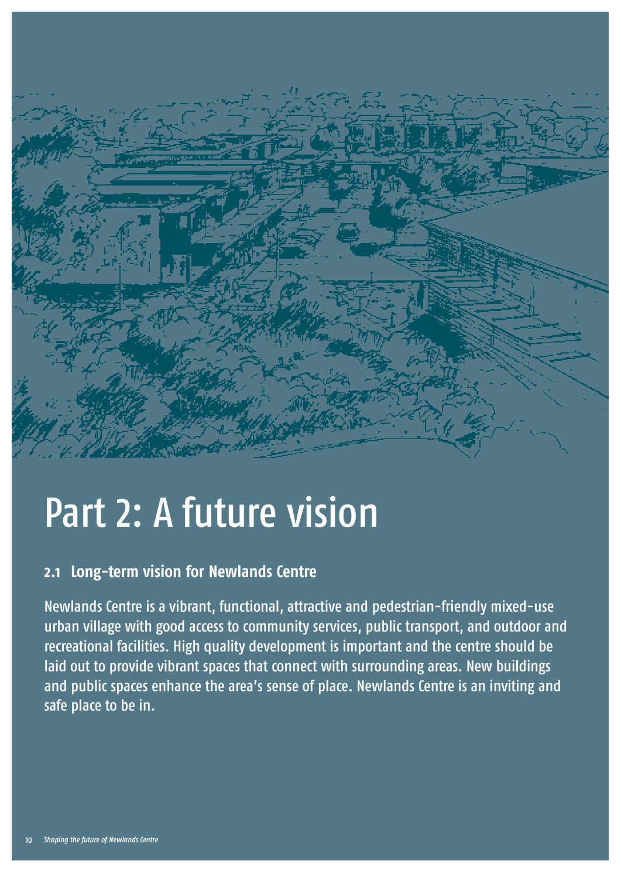# Part 2: A future vision

## 2.1 Long-term vision for Newlands Centre

Newlands Centre is a vibrant, functional, attractive and pedestrian-friendly mixed-use urban village with good access to community services, public transport, and outdoor and recreational facilities. High quality development is important and the centre should be laid out to provide vibrant spaces that connect with surrounding areas. New buildings and public spaces enhance the area's sense of place. Newlands Centre is an inviting and safe place to be in.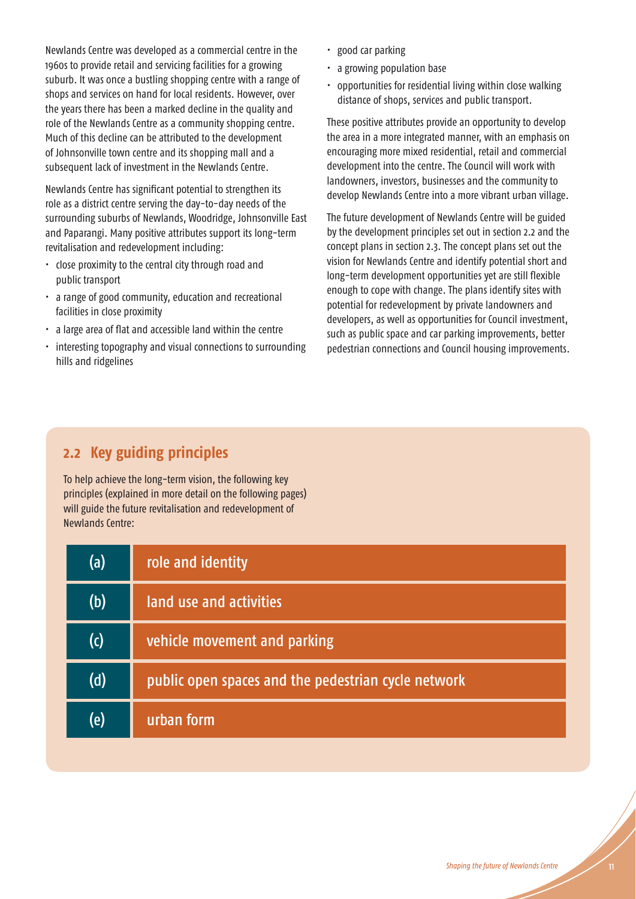Newlands Centre was developed as a commercial centre in the 1960s to provide retail and servicing facilities for a growing suburb. It was once a bustling shopping centre with a range of shops and services on hand for local residents. However, over the years there has been a marked decline in the quality and role of the Newlands Centre as a community shopping centre. Much of this decline can be attributed to the development of Johnsonville town centre and its shopping mall and a subsequent lack of investment in the Newlands Centre.

Newlands Centre has significant potential to strengthen its role as a district centre serving the day-to-day needs of the surrounding suburbs of Newlands, Woodridge, Johnsonville East and Paparangi. Many positive attributes support its long-term revitalisation and redevelopment including:

- close proximity to the central city through road and public transport
- a range of good community, education and recreational facilities in close proximity
- a large area of flat and accessible land within the centre
- interesting topography and visual connections to surrounding hills and ridgelines
- good car parking
- a growing population base
- opportunities for residential living within close walking distance of shops, services and public transport.

These positive attributes provide an opportunity to develop the area in a more integrated manner, with an emphasis on encouraging more mixed residential, retail and commercial development into the centre. The Council will work with landowners, investors, businesses and the community to develop Newlands Centre into a more vibrant urban village.

The future development of Newlands Centre will be guided by the development principles set out in section 2.2 and the concept plans in section 2.3. The concept plans set out the vision for Newlands Centre and identify potential short and long-term development opportunities yet are still flexible enough to cope with change. The plans identify sites with potential for redevelopment by private landowners and developers, as well as opportunities for Council investment, such as public space and car parking improvements, better pedestrian connections and Council housing improvements.

## 2.2 Key guiding principles

To help achieve the long-term vision, the following key principles (explained in more detail on the following pages) will guide the future revitalisation and redevelopment of Newlands Centre:

| | |
|---|---|
| (a) | role and identity |
| (b) | land use and activities |
| (c) | vehicle movement and parking |
| (d) | public open spaces and the pedestrian cycle network |
| (e) | urban form |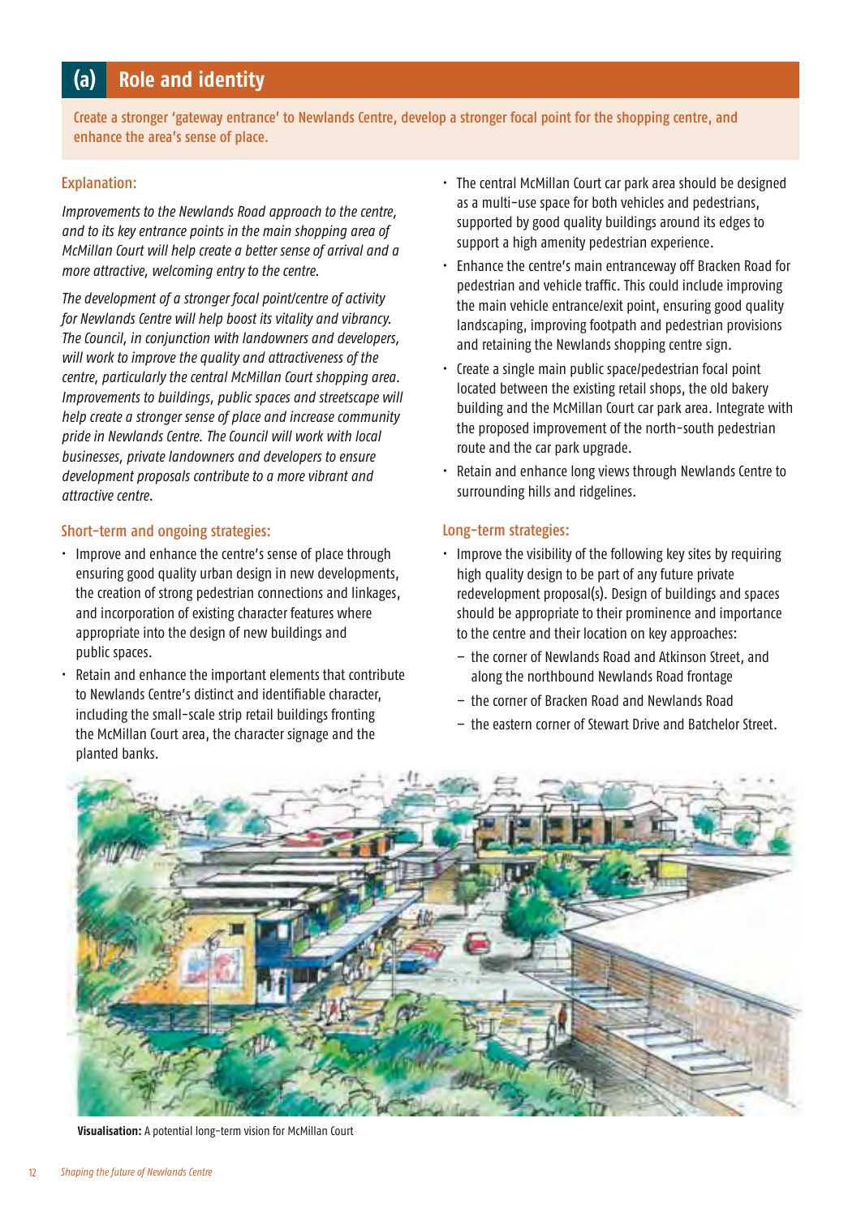## (a) Role and identity

Create a stronger 'gateway entrance' to Newlands Centre, develop a stronger focal point for the shopping centre, and enhance the area's sense of place.

### Explanation:

*Improvements to the Newlands Road approach to the centre, and to its key entrance points in the main shopping area of McMillan Court will help create a better sense of arrival and a more attractive, welcoming entry to the centre.*

*The development of a stronger focal point/centre of activity for Newlands Centre will help boost its vitality and vibrancy. The Council, in conjunction with landowners and developers, will work to improve the quality and attractiveness of the centre, particularly the central McMillan Court shopping area. Improvements to buildings, public spaces and streetscape will help create a stronger sense of place and increase community pride in Newlands Centre. The Council will work with local businesses, private landowners and developers to ensure development proposals contribute to a more vibrant and attractive centre.*

### Short-term and ongoing strategies:

- Improve and enhance the centre's sense of place through ensuring good quality urban design in new developments, the creation of strong pedestrian connections and linkages, and incorporation of existing character features where appropriate into the design of new buildings and public spaces.
- Retain and enhance the important elements that contribute to Newlands Centre's distinct and identifiable character, including the small-scale strip retail buildings fronting the McMillan Court area, the character signage and the planted banks.
- The central McMillan Court car park area should be designed as a multi-use space for both vehicles and pedestrians, supported by good quality buildings around its edges to support a high amenity pedestrian experience.
- Enhance the centre's main entranceway off Bracken Road for pedestrian and vehicle traffic. This could include improving the main vehicle entrance/exit point, ensuring good quality landscaping, improving footpath and pedestrian provisions and retaining the Newlands shopping centre sign.
- Create a single main public space/pedestrian focal point located between the existing retail shops, the old bakery building and the McMillan Court car park area. Integrate with the proposed improvement of the north-south pedestrian route and the car park upgrade.
- Retain and enhance long views through Newlands Centre to surrounding hills and ridgelines.

### Long-term strategies:

- Improve the visibility of the following key sites by requiring high quality design to be part of any future private redevelopment proposal(s). Design of buildings and spaces should be appropriate to their prominence and importance to the centre and their location on key approaches:
  - the corner of Newlands Road and Atkinson Street, and along the northbound Newlands Road frontage
  - the corner of Bracken Road and Newlands Road
  - the eastern corner of Stewart Drive and Batchelor Street.

**Visualisation:** A potential long-term vision for McMillan Court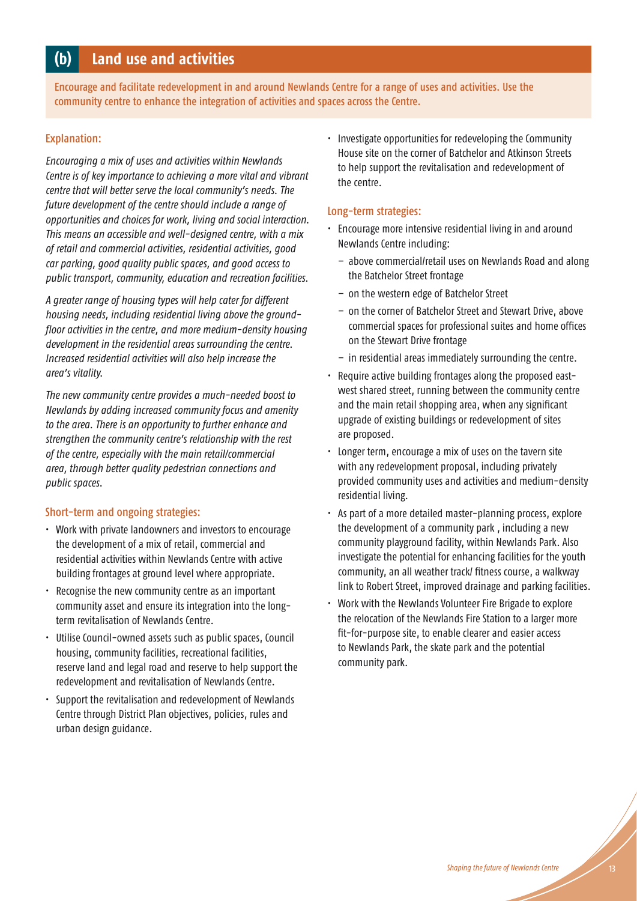## (b) Land use and activities

Encourage and facilitate redevelopment in and around Newlands Centre for a range of uses and activities. Use the community centre to enhance the integration of activities and spaces across the Centre.

### Explanation:

*Encouraging a mix of uses and activities within Newlands Centre is of key importance to achieving a more vital and vibrant centre that will better serve the local community's needs. The future development of the centre should include a range of opportunities and choices for work, living and social interaction. This means an accessible and well-designed centre, with a mix of retail and commercial activities, residential activities, good car parking, good quality public spaces, and good access to public transport, community, education and recreation facilities.*

*A greater range of housing types will help cater for different housing needs, including residential living above the ground-floor activities in the centre, and more medium-density housing development in the residential areas surrounding the centre. Increased residential activities will also help increase the area's vitality.*

*The new community centre provides a much-needed boost to Newlands by adding increased community focus and amenity to the area. There is an opportunity to further enhance and strengthen the community centre's relationship with the rest of the centre, especially with the main retail/commercial area, through better quality pedestrian connections and public spaces.*

### Short-term and ongoing strategies:

- Work with private landowners and investors to encourage the development of a mix of retail, commercial and residential activities within Newlands Centre with active building frontages at ground level where appropriate.
- Recognise the new community centre as an important community asset and ensure its integration into the long-term revitalisation of Newlands Centre.
- Utilise Council-owned assets such as public spaces, Council housing, community facilities, recreational facilities, reserve land and legal road and reserve to help support the redevelopment and revitalisation of Newlands Centre.
- Support the revitalisation and redevelopment of Newlands Centre through District Plan objectives, policies, rules and urban design guidance.
- Investigate opportunities for redeveloping the Community House site on the corner of Batchelor and Atkinson Streets to help support the revitalisation and redevelopment of the centre.

### Long-term strategies:

- Encourage more intensive residential living in and around Newlands Centre including:
  - above commercial/retail uses on Newlands Road and along the Batchelor Street frontage
  - on the western edge of Batchelor Street
  - on the corner of Batchelor Street and Stewart Drive, above commercial spaces for professional suites and home offices on the Stewart Drive frontage
  - in residential areas immediately surrounding the centre.
- Require active building frontages along the proposed east-west shared street, running between the community centre and the main retail shopping area, when any significant upgrade of existing buildings or redevelopment of sites are proposed.
- Longer term, encourage a mix of uses on the tavern site with any redevelopment proposal, including privately provided community uses and activities and medium-density residential living.
- As part of a more detailed master-planning process, explore the development of a community park , including a new community playground facility, within Newlands Park. Also investigate the potential for enhancing facilities for the youth community, an all weather track/ fitness course, a walkway link to Robert Street, improved drainage and parking facilities.
- Work with the Newlands Volunteer Fire Brigade to explore the relocation of the Newlands Fire Station to a larger more fit-for-purpose site, to enable clearer and easier access to Newlands Park, the skate park and the potential community park.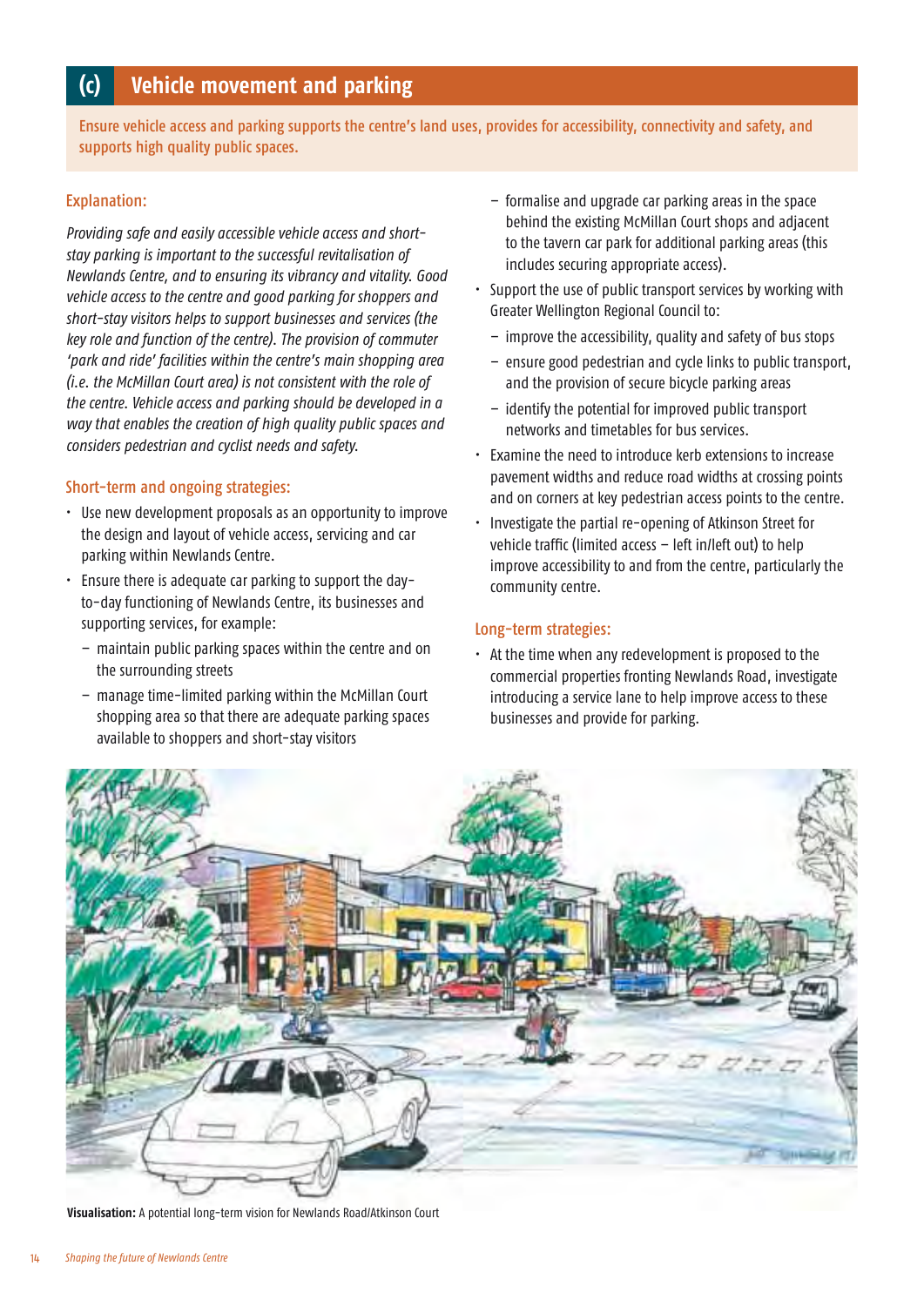## (c) Vehicle movement and parking

Ensure vehicle access and parking supports the centre's land uses, provides for accessibility, connectivity and safety, and supports high quality public spaces.

### Explanation:

*Providing safe and easily accessible vehicle access and short-stay parking is important to the successful revitalisation of Newlands Centre, and to ensuring its vibrancy and vitality. Good vehicle access to the centre and good parking for shoppers and short-stay visitors helps to support businesses and services (the key role and function of the centre). The provision of commuter 'park and ride' facilities within the centre's main shopping area (i.e. the McMillan Court area) is not consistent with the role of the centre. Vehicle access and parking should be developed in a way that enables the creation of high quality public spaces and considers pedestrian and cyclist needs and safety.*

### Short-term and ongoing strategies:

- Use new development proposals as an opportunity to improve the design and layout of vehicle access, servicing and car parking within Newlands Centre.
- Ensure there is adequate car parking to support the day-to-day functioning of Newlands Centre, its businesses and supporting services, for example:
  - maintain public parking spaces within the centre and on the surrounding streets
  - manage time-limited parking within the McMillan Court shopping area so that there are adequate parking spaces available to shoppers and short-stay visitors
  - formalise and upgrade car parking areas in the space behind the existing McMillan Court shops and adjacent to the tavern car park for additional parking areas (this includes securing appropriate access).
- Support the use of public transport services by working with Greater Wellington Regional Council to:
  - improve the accessibility, quality and safety of bus stops
  - ensure good pedestrian and cycle links to public transport, and the provision of secure bicycle parking areas
  - identify the potential for improved public transport networks and timetables for bus services.
- Examine the need to introduce kerb extensions to increase pavement widths and reduce road widths at crossing points and on corners at key pedestrian access points to the centre.
- Investigate the partial re-opening of Atkinson Street for vehicle traffic (limited access – left in/left out) to help improve accessibility to and from the centre, particularly the community centre.

### Long-term strategies:

- At the time when any redevelopment is proposed to the commercial properties fronting Newlands Road, investigate introducing a service lane to help improve access to these businesses and provide for parking.

**Visualisation:** A potential long-term vision for Newlands Road/Atkinson Court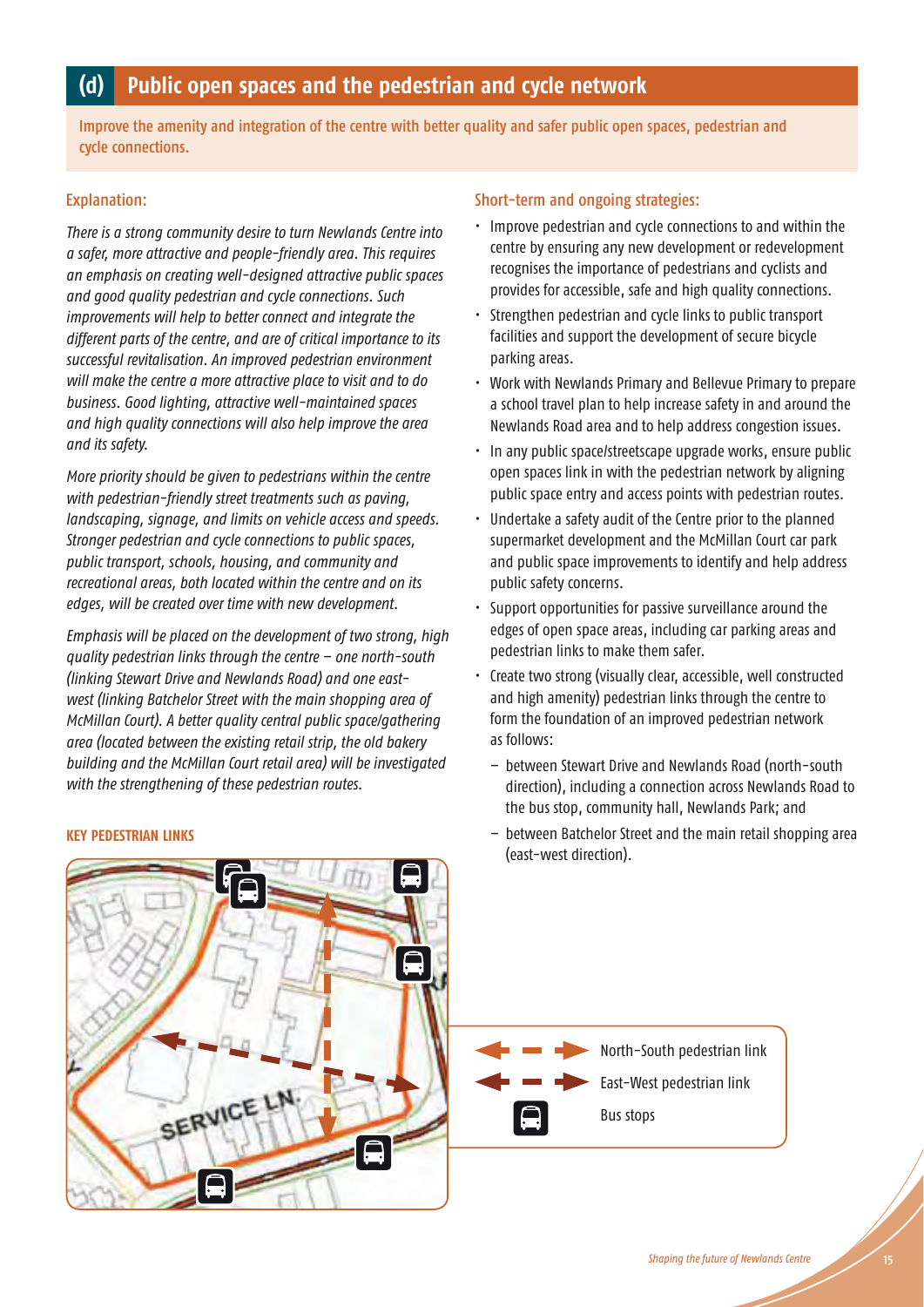## (d) Public open spaces and the pedestrian and cycle network

Improve the amenity and integration of the centre with better quality and safer public open spaces, pedestrian and cycle connections.

### Explanation:

*There is a strong community desire to turn Newlands Centre into a safer, more attractive and people-friendly area. This requires an emphasis on creating well-designed attractive public spaces and good quality pedestrian and cycle connections. Such improvements will help to better connect and integrate the different parts of the centre, and are of critical importance to its successful revitalisation. An improved pedestrian environment will make the centre a more attractive place to visit and to do business. Good lighting, attractive well-maintained spaces and high quality connections will also help improve the area and its safety.*

*More priority should be given to pedestrians within the centre with pedestrian-friendly street treatments such as paving, landscaping, signage, and limits on vehicle access and speeds. Stronger pedestrian and cycle connections to public spaces, public transport, schools, housing, and community and recreational areas, both located within the centre and on its edges, will be created over time with new development.*

*Emphasis will be placed on the development of two strong, high quality pedestrian links through the centre – one north-south (linking Stewart Drive and Newlands Road) and one east-west (linking Batchelor Street with the main shopping area of McMillan Court). A better quality central public space/gathering area (located between the existing retail strip, the old bakery building and the McMillan Court retail area) will be investigated with the strengthening of these pedestrian routes.*

**KEY PEDESTRIAN LINKS**

SERVICE LN.

North-South pedestrian link

East-West pedestrian link

Bus stops

### Short-term and ongoing strategies:

- Improve pedestrian and cycle connections to and within the centre by ensuring any new development or redevelopment recognises the importance of pedestrians and cyclists and provides for accessible, safe and high quality connections.
- Strengthen pedestrian and cycle links to public transport facilities and support the development of secure bicycle parking areas.
- Work with Newlands Primary and Bellevue Primary to prepare a school travel plan to help increase safety in and around the Newlands Road area and to help address congestion issues.
- In any public space/streetscape upgrade works, ensure public open spaces link in with the pedestrian network by aligning public space entry and access points with pedestrian routes.
- Undertake a safety audit of the Centre prior to the planned supermarket development and the McMillan Court car park and public space improvements to identify and help address public safety concerns.
- Support opportunities for passive surveillance around the edges of open space areas, including car parking areas and pedestrian links to make them safer.
- Create two strong (visually clear, accessible, well constructed and high amenity) pedestrian links through the centre to form the foundation of an improved pedestrian network as follows:
  - between Stewart Drive and Newlands Road (north-south direction), including a connection across Newlands Road to the bus stop, community hall, Newlands Park; and
  - between Batchelor Street and the main retail shopping area (east-west direction).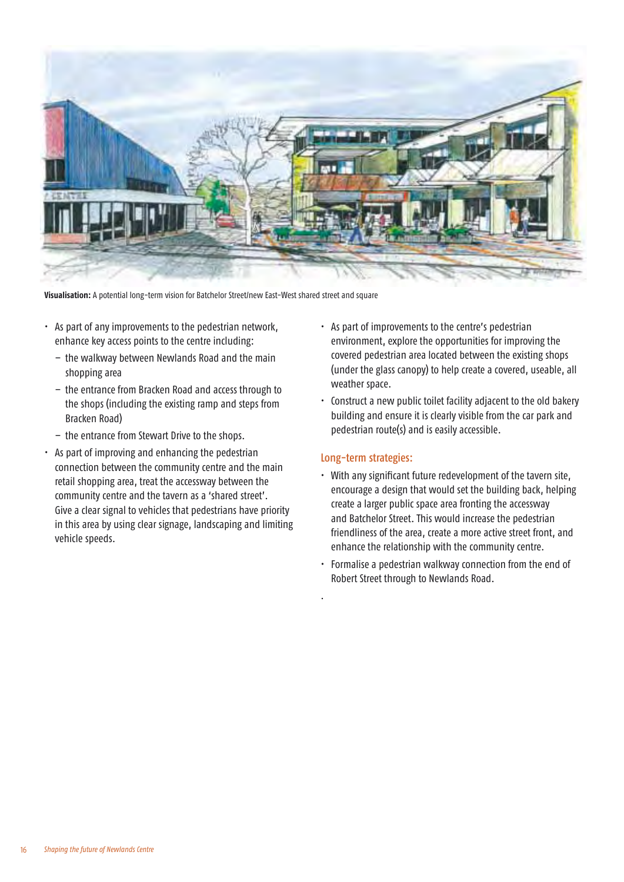**Visualisation:** A potential long-term vision for Batchelor Street/new East-West shared street and square

- As part of any improvements to the pedestrian network, enhance key access points to the centre including:
  - the walkway between Newlands Road and the main shopping area
  - the entrance from Bracken Road and access through to the shops (including the existing ramp and steps from Bracken Road)
  - the entrance from Stewart Drive to the shops.
- As part of improving and enhancing the pedestrian connection between the community centre and the main retail shopping area, treat the accessway between the community centre and the tavern as a 'shared street'. Give a clear signal to vehicles that pedestrians have priority in this area by using clear signage, landscaping and limiting vehicle speeds.
- As part of improvements to the centre's pedestrian environment, explore the opportunities for improving the covered pedestrian area located between the existing shops (under the glass canopy) to help create a covered, useable, all weather space.
- Construct a new public toilet facility adjacent to the old bakery building and ensure it is clearly visible from the car park and pedestrian route(s) and is easily accessible.

### Long-term strategies:

- With any significant future redevelopment of the tavern site, encourage a design that would set the building back, helping create a larger public space area fronting the accessway and Batchelor Street. This would increase the pedestrian friendliness of the area, create a more active street front, and enhance the relationship with the community centre.
- Formalise a pedestrian walkway connection from the end of Robert Street through to Newlands Road.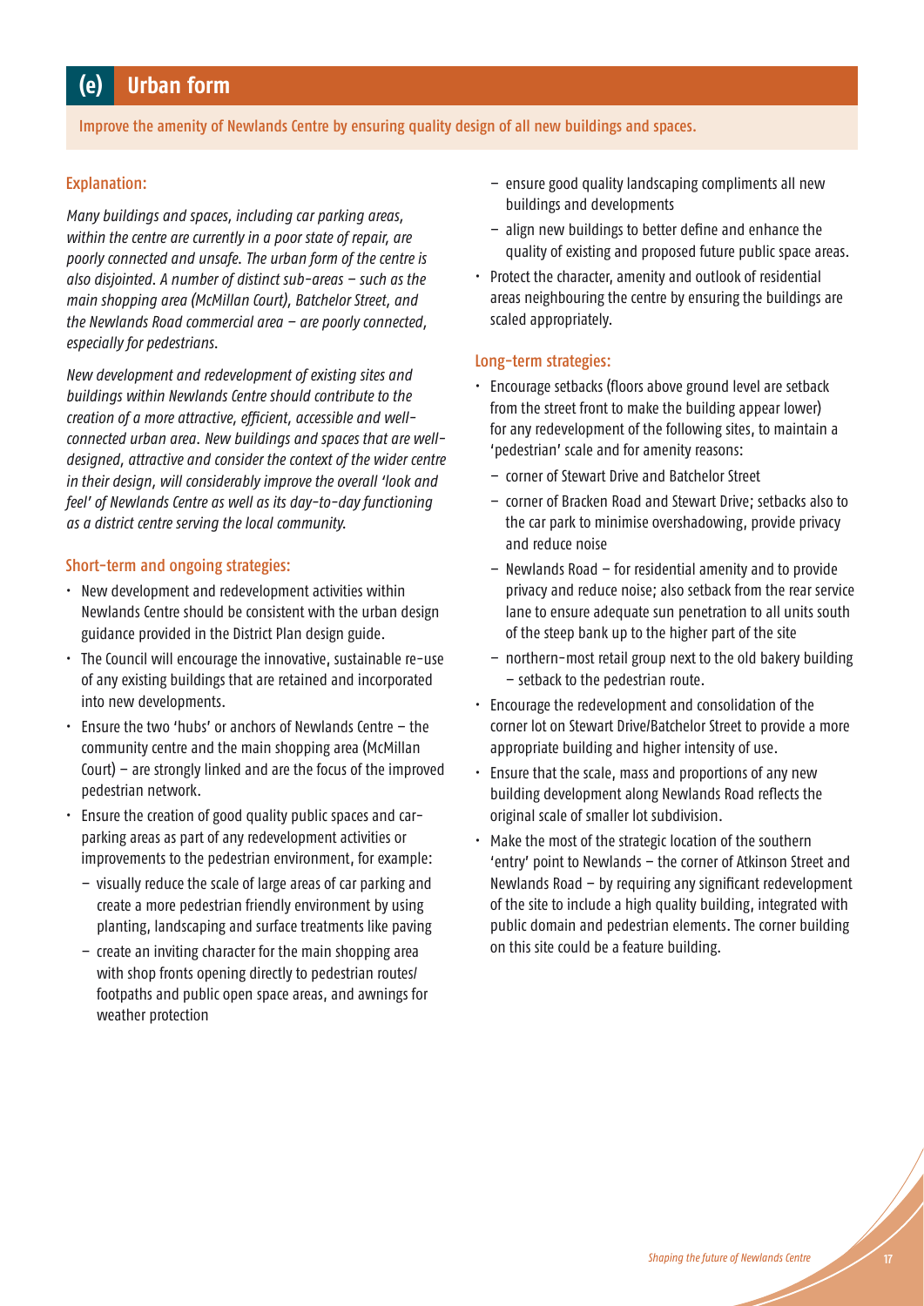## (e) Urban form

Improve the amenity of Newlands Centre by ensuring quality design of all new buildings and spaces.

### Explanation:

*Many buildings and spaces, including car parking areas, within the centre are currently in a poor state of repair, are poorly connected and unsafe. The urban form of the centre is also disjointed. A number of distinct sub-areas – such as the main shopping area (McMillan Court), Batchelor Street, and the Newlands Road commercial area – are poorly connected, especially for pedestrians.*

*New development and redevelopment of existing sites and buildings within Newlands Centre should contribute to the creation of a more attractive, efficient, accessible and well-connected urban area. New buildings and spaces that are well-designed, attractive and consider the context of the wider centre in their design, will considerably improve the overall 'look and feel' of Newlands Centre as well as its day-to-day functioning as a district centre serving the local community.*

### Short-term and ongoing strategies:

- New development and redevelopment activities within Newlands Centre should be consistent with the urban design guidance provided in the District Plan design guide.
- The Council will encourage the innovative, sustainable re-use of any existing buildings that are retained and incorporated into new developments.
- Ensure the two 'hubs' or anchors of Newlands Centre – the community centre and the main shopping area (McMillan Court) – are strongly linked and are the focus of the improved pedestrian network.
- Ensure the creation of good quality public spaces and car-parking areas as part of any redevelopment activities or improvements to the pedestrian environment, for example:
  - visually reduce the scale of large areas of car parking and create a more pedestrian friendly environment by using planting, landscaping and surface treatments like paving
  - create an inviting character for the main shopping area with shop fronts opening directly to pedestrian routes/footpaths and public open space areas, and awnings for weather protection
  - ensure good quality landscaping compliments all new buildings and developments
  - align new buildings to better define and enhance the quality of existing and proposed future public space areas.
- Protect the character, amenity and outlook of residential areas neighbouring the centre by ensuring the buildings are scaled appropriately.

### Long-term strategies:

- Encourage setbacks (floors above ground level are setback from the street front to make the building appear lower) for any redevelopment of the following sites, to maintain a 'pedestrian' scale and for amenity reasons:
  - corner of Stewart Drive and Batchelor Street
  - corner of Bracken Road and Stewart Drive; setbacks also to the car park to minimise overshadowing, provide privacy and reduce noise
  - Newlands Road – for residential amenity and to provide privacy and reduce noise; also setback from the rear service lane to ensure adequate sun penetration to all units south of the steep bank up to the higher part of the site
  - northern-most retail group next to the old bakery building – setback to the pedestrian route.
- Encourage the redevelopment and consolidation of the corner lot on Stewart Drive/Batchelor Street to provide a more appropriate building and higher intensity of use.
- Ensure that the scale, mass and proportions of any new building development along Newlands Road reflects the original scale of smaller lot subdivision.
- Make the most of the strategic location of the southern 'entry' point to Newlands – the corner of Atkinson Street and Newlands Road – by requiring any significant redevelopment of the site to include a high quality building, integrated with public domain and pedestrian elements. The corner building on this site could be a feature building.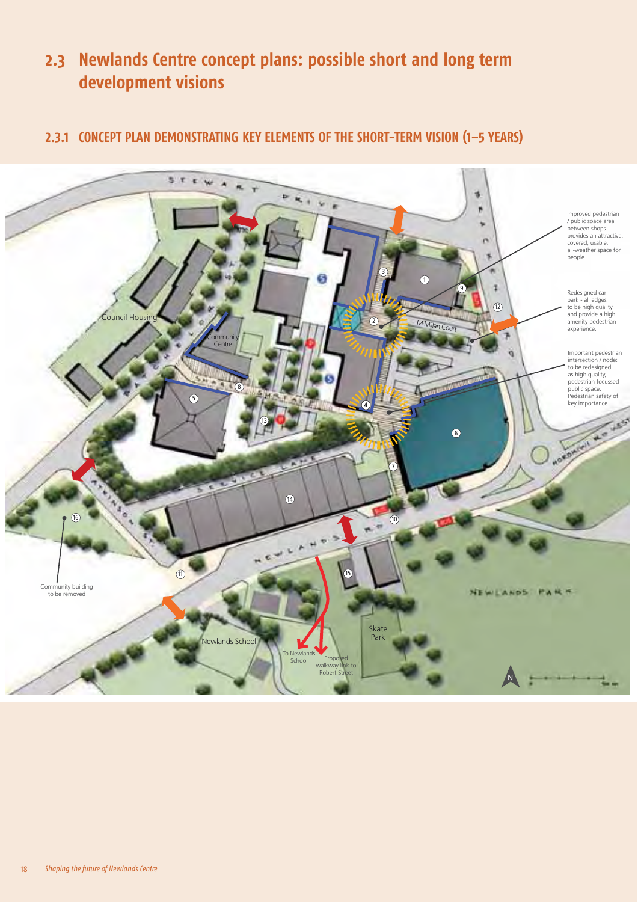# 2.3 Newlands Centre concept plans: possible short and long term development visions

## 2.3.1 CONCEPT PLAN DEMONSTRATING KEY ELEMENTS OF THE SHORT-TERM VISION (1–5 YEARS)

Improved pedestrian / public space area between shops provides an attractive, covered, usable, all-weather space for people.

Redesigned car park - all edges to be high quality and provide a high amenity pedestrian experience.

Important pedestrian intersection / node: to be redesigned as high quality, pedestrian focussed public space. Pedestrian safety of key importance.

Community building to be removed

To Newlands School

Proposed walkway link to Robert Street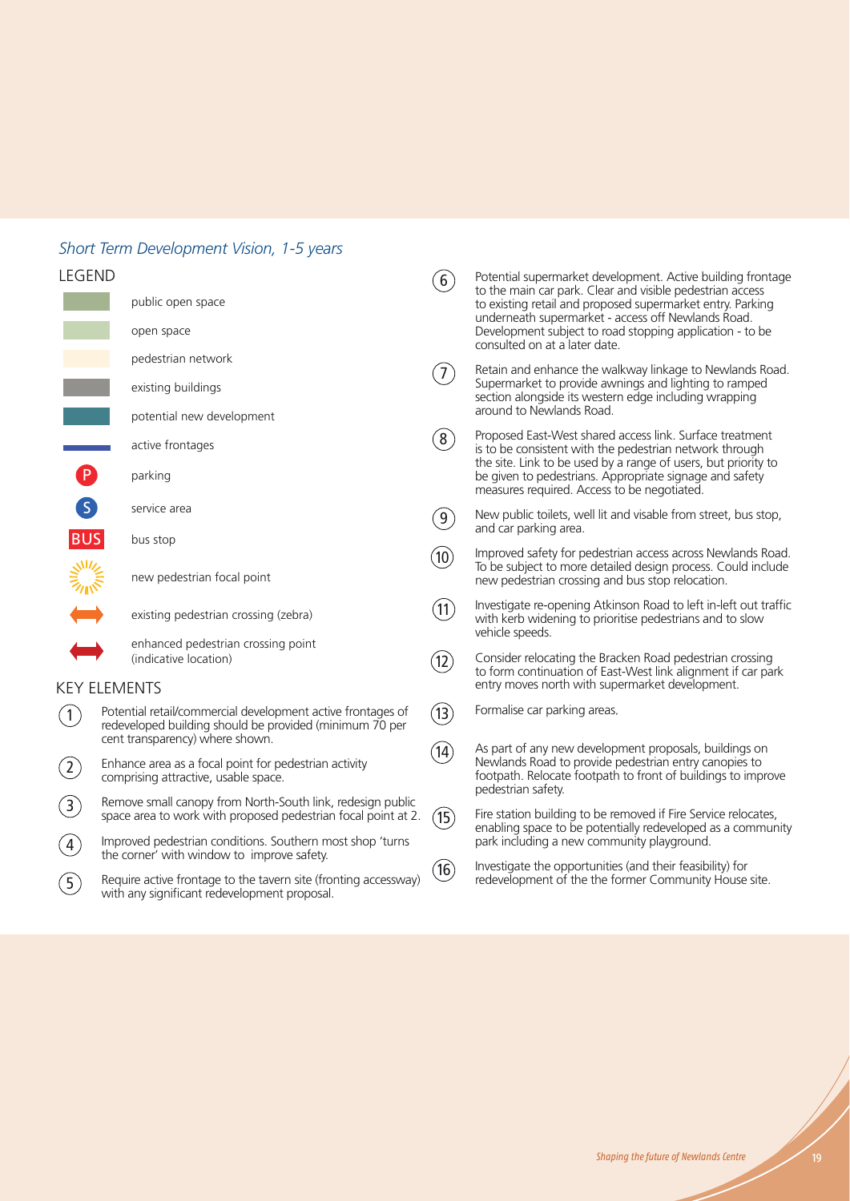## *Short Term Development Vision, 1-5 years*

### LEGEND

- public open space
- open space
- pedestrian network
- existing buildings
- potential new development
- active frontages
- P parking
- S service area
- BUS bus stop
- new pedestrian focal point
- existing pedestrian crossing (zebra)
- enhanced pedestrian crossing point (indicative location)

### KEY ELEMENTS

1. Potential retail/commercial development active frontages of redeveloped building should be provided (minimum 70 per cent transparency) where shown.
2. Enhance area as a focal point for pedestrian activity comprising attractive, usable space.
3. Remove small canopy from North-South link, redesign public space area to work with proposed pedestrian focal point at 2.
4. Improved pedestrian conditions. Southern most shop 'turns the corner' with window to improve safety.
5. Require active frontage to the tavern site (fronting accessway) with any significant redevelopment proposal.
6. Potential supermarket development. Active building frontage to the main car park. Clear and visible pedestrian access to existing retail and proposed supermarket entry. Parking underneath supermarket - access off Newlands Road. Development subject to road stopping application - to be consulted on at a later date.
7. Retain and enhance the walkway linkage to Newlands Road. Supermarket to provide awnings and lighting to ramped section alongside its western edge including wrapping around to Newlands Road.
8. Proposed East-West shared access link. Surface treatment is to be consistent with the pedestrian network through the site. Link to be used by a range of users, but priority to be given to pedestrians. Appropriate signage and safety measures required. Access to be negotiated.
9. New public toilets, well lit and visable from street, bus stop, and car parking area.
10. Improved safety for pedestrian access across Newlands Road. To be subject to more detailed design process. Could include new pedestrian crossing and bus stop relocation.
11. Investigate re-opening Atkinson Road to left in-left out traffic with kerb widening to prioritise pedestrians and to slow vehicle speeds.
12. Consider relocating the Bracken Road pedestrian crossing to form continuation of East-West link alignment if car park entry moves north with supermarket development.
13. Formalise car parking areas.
14. As part of any new development proposals, buildings on Newlands Road to provide pedestrian entry canopies to footpath. Relocate footpath to front of buildings to improve pedestrian safety.
15. Fire station building to be removed if Fire Service relocates, enabling space to be potentially redeveloped as a community park including a new community playground.
16. Investigate the opportunities (and their feasibility) for redevelopment of the the former Community House site.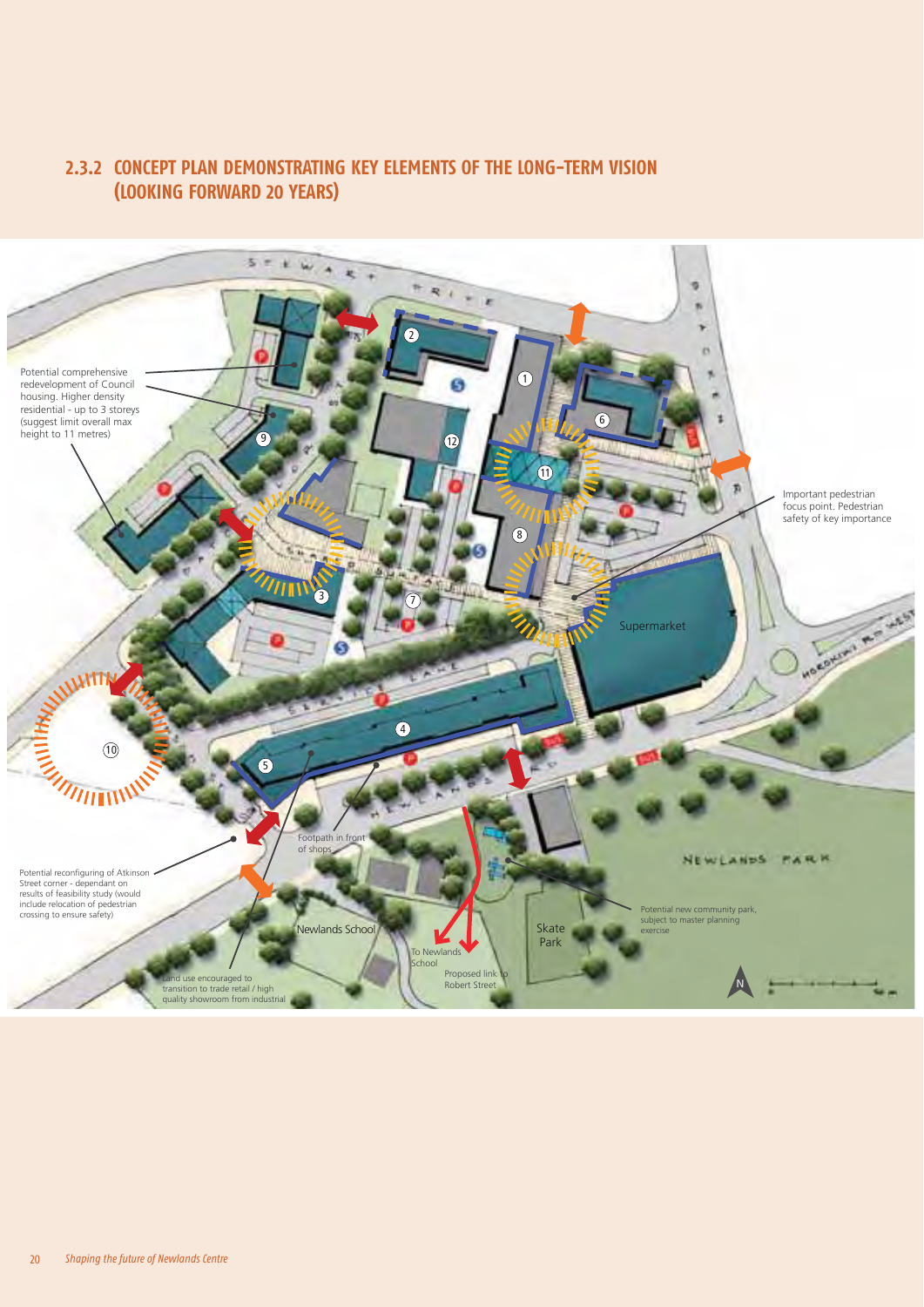## 2.3.2 CONCEPT PLAN DEMONSTRATING KEY ELEMENTS OF THE LONG-TERM VISION (LOOKING FORWARD 20 YEARS)

Potential comprehensive redevelopment of Council housing. Higher density residential - up to 3 storeys (suggest limit overall max height to 11 metres)

Important pedestrian focus point. Pedestrian safety of key importance

Supermarket

Footpath in front of shops

Potential reconfiguring of Atkinson Street corner - dependant on results of feasibility study (would include relocation of pedestrian crossing to ensure safety)

Newlands School

To Newlands School

Proposed link to Robert Street

Skate Park

Potential new community park, subject to master planning exercise

Land use encouraged to transition to trade retail / high quality showroom from industrial

NEWLANDS PARK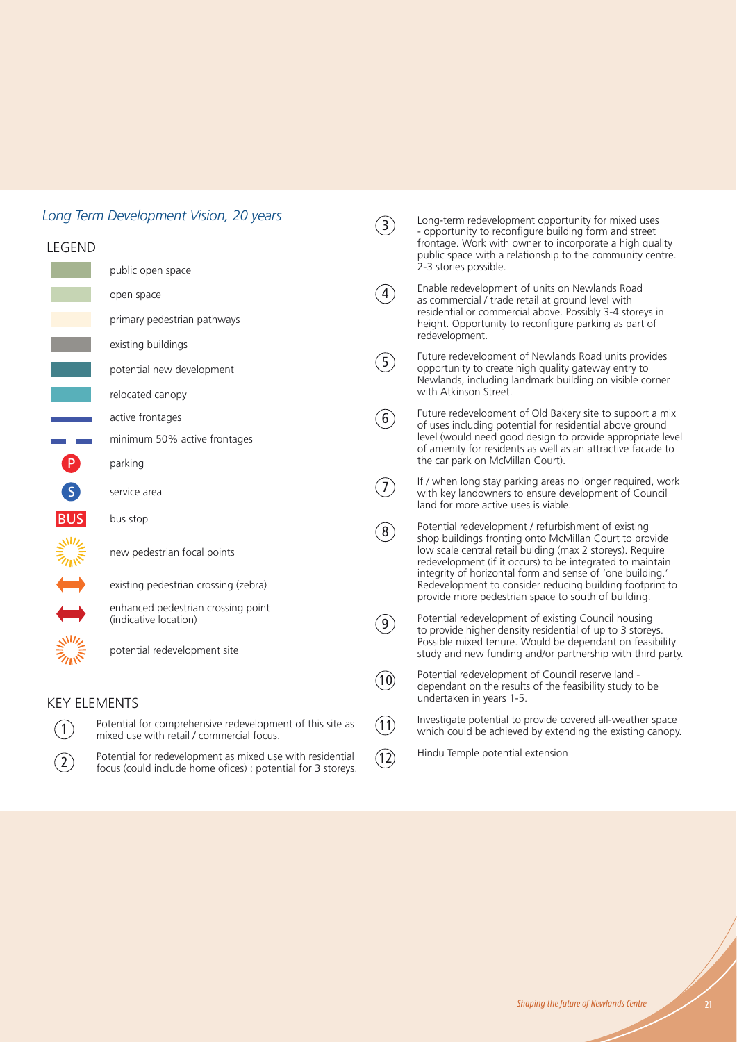*Long Term Development Vision, 20 years*

LEGEND

- public open space
- open space
- primary pedestrian pathways
- existing buildings
- potential new development
- relocated canopy
- active frontages
- minimum 50% active frontages
- P parking
- S service area
- BUS bus stop
- new pedestrian focal points
- existing pedestrian crossing (zebra)
- enhanced pedestrian crossing point (indicative location)
- potential redevelopment site

KEY ELEMENTS

1. Potential for comprehensive redevelopment of this site as mixed use with retail / commercial focus.
2. Potential for redevelopment as mixed use with residential focus (could include home ofices) : potential for 3 storeys.
3. Long-term redevelopment opportunity for mixed uses - opportunity to reconfigure building form and street frontage. Work with owner to incorporate a high quality public space with a relationship to the community centre. 2-3 stories possible.
4. Enable redevelopment of units on Newlands Road as commercial / trade retail at ground level with residential or commercial above. Possibly 3-4 storeys in height. Opportunity to reconfigure parking as part of redevelopment.
5. Future redevelopment of Newlands Road units provides opportunity to create high quality gateway entry to Newlands, including landmark building on visible corner with Atkinson Street.
6. Future redevelopment of Old Bakery site to support a mix of uses including potential for residential above ground level (would need good design to provide appropriate level of amenity for residents as well as an attractive facade to the car park on McMillan Court).
7. If / when long stay parking areas no longer required, work with key landowners to ensure development of Council land for more active uses is viable.
8. Potential redevelopment / refurbishment of existing shop buildings fronting onto McMillan Court to provide low scale central retail bulding (max 2 storeys). Require redevelopment (if it occurs) to be integrated to maintain integrity of horizontal form and sense of 'one building.' Redevelopment to consider reducing building footprint to provide more pedestrian space to south of building.
9. Potential redevelopment of existing Council housing to provide higher density residential of up to 3 storeys. Possible mixed tenure. Would be dependant on feasibility study and new funding and/or partnership with third party.
10. Potential redevelopment of Council reserve land - dependant on the results of the feasibility study to be undertaken in years 1-5.
11. Investigate potential to provide covered all-weather space which could be achieved by extending the existing canopy.
12. Hindu Temple potential extension